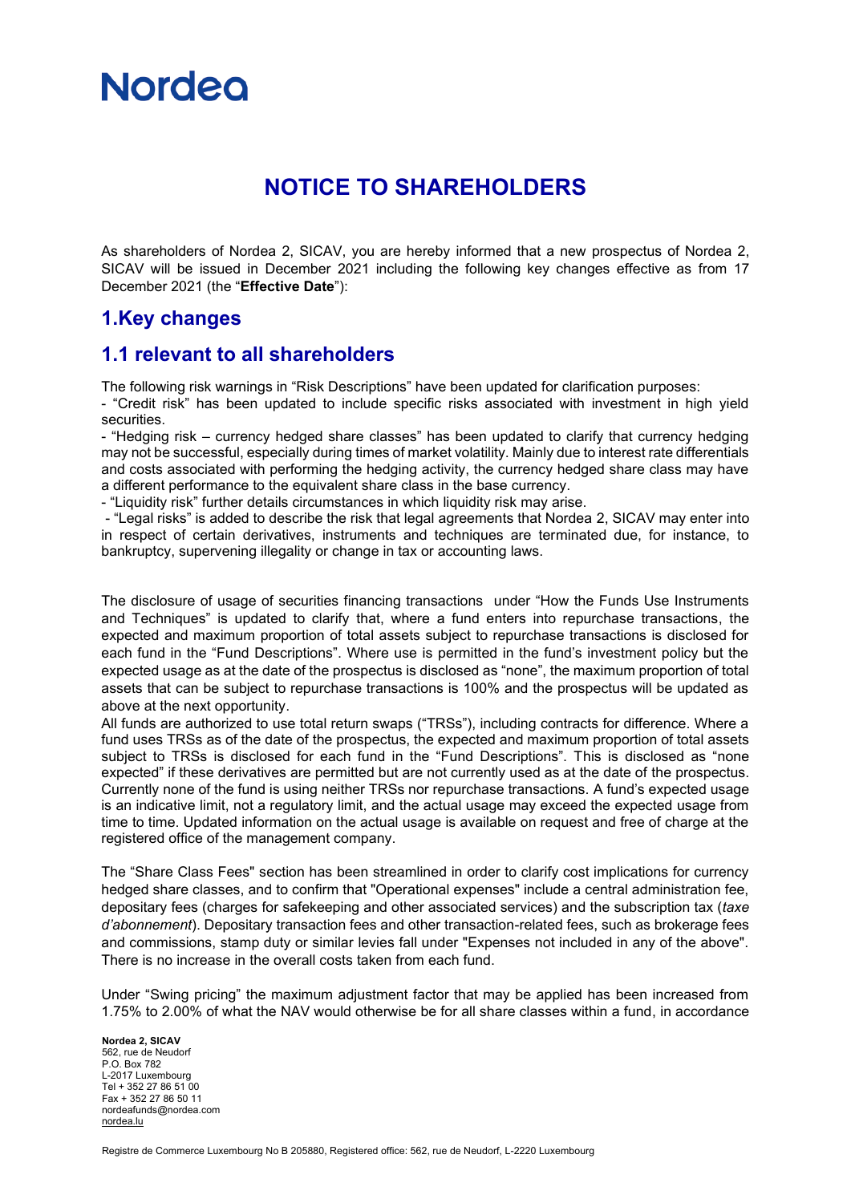Nordea

# NOTICE TO SHAREHOLDERS

As shareholders of Nordea 2, SICAV, you are hereby informed that a new prospectus of Nordea 2, SICAV will be issued in December 2021 including the following key changes effective as from 17 December 2021 (the "**Effective Date**"):

## 1.Key changes

## 1.1 relevant to all shareholders

The following risk warnings in "Risk Descriptions" have been updated for clarification purposes:
- "Credit risk" has been updated to include specific risks associated with investment in high yield securities.
- "Hedging risk – currency hedged share classes" has been updated to clarify that currency hedging may not be successful, especially during times of market volatility. Mainly due to interest rate differentials and costs associated with performing the hedging activity, the currency hedged share class may have a different performance to the equivalent share class in the base currency.
- "Liquidity risk" further details circumstances in which liquidity risk may arise.
- "Legal risks" is added to describe the risk that legal agreements that Nordea 2, SICAV may enter into in respect of certain derivatives, instruments and techniques are terminated due, for instance, to bankruptcy, supervening illegality or change in tax or accounting laws.

The disclosure of usage of securities financing transactions under "How the Funds Use Instruments and Techniques" is updated to clarify that, where a fund enters into repurchase transactions, the expected and maximum proportion of total assets subject to repurchase transactions is disclosed for each fund in the "Fund Descriptions". Where use is permitted in the fund's investment policy but the expected usage as at the date of the prospectus is disclosed as "none", the maximum proportion of total assets that can be subject to repurchase transactions is 100% and the prospectus will be updated as above at the next opportunity.
All funds are authorized to use total return swaps ("TRSs"), including contracts for difference. Where a fund uses TRSs as of the date of the prospectus, the expected and maximum proportion of total assets subject to TRSs is disclosed for each fund in the "Fund Descriptions". This is disclosed as "none expected" if these derivatives are permitted but are not currently used as at the date of the prospectus. Currently none of the fund is using neither TRSs nor repurchase transactions. A fund's expected usage is an indicative limit, not a regulatory limit, and the actual usage may exceed the expected usage from time to time. Updated information on the actual usage is available on request and free of charge at the registered office of the management company.

The "Share Class Fees" section has been streamlined in order to clarify cost implications for currency hedged share classes, and to confirm that "Operational expenses" include a central administration fee, depositary fees (charges for safekeeping and other associated services) and the subscription tax (*taxe d'abonnement*). Depositary transaction fees and other transaction-related fees, such as brokerage fees and commissions, stamp duty or similar levies fall under "Expenses not included in any of the above". There is no increase in the overall costs taken from each fund.

Under "Swing pricing" the maximum adjustment factor that may be applied has been increased from 1.75% to 2.00% of what the NAV would otherwise be for all share classes within a fund, in accordance

**Nordea 2, SICAV**
562, rue de Neudorf
P.O. Box 782
L-2017 Luxembourg
Tel + 352 27 86 51 00
Fax + 352 27 86 50 11
nordeafunds@nordea.com
nordea.lu

Registre de Commerce Luxembourg No B 205880, Registered office: 562, rue de Neudorf, L-2220 Luxembourg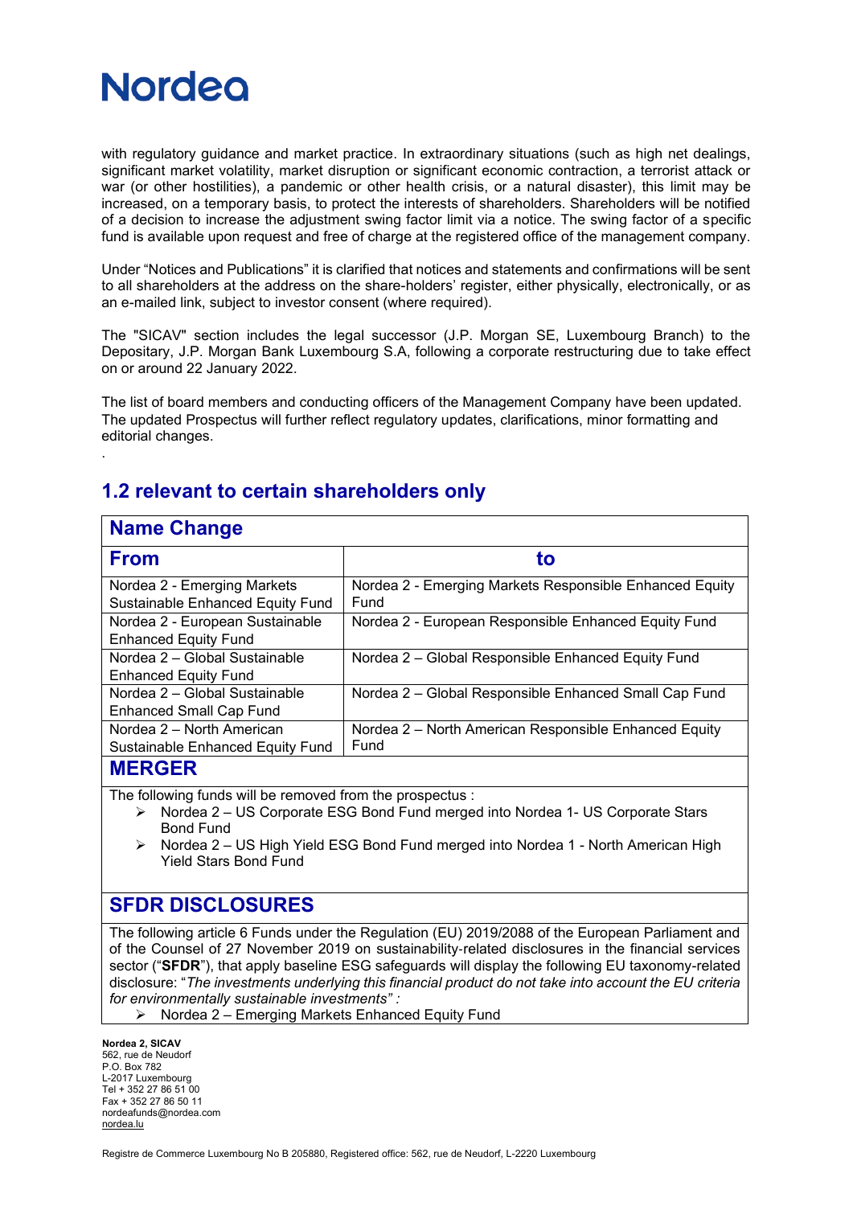with regulatory guidance and market practice. In extraordinary situations (such as high net dealings, significant market volatility, market disruption or significant economic contraction, a terrorist attack or war (or other hostilities), a pandemic or other health crisis, or a natural disaster), this limit may be increased, on a temporary basis, to protect the interests of shareholders. Shareholders will be notified of a decision to increase the adjustment swing factor limit via a notice. The swing factor of a specific fund is available upon request and free of charge at the registered office of the management company.

Under "Notices and Publications" it is clarified that notices and statements and confirmations will be sent to all shareholders at the address on the share-holders' register, either physically, electronically, or as an e-mailed link, subject to investor consent (where required).

The "SICAV" section includes the legal successor (J.P. Morgan SE, Luxembourg Branch) to the Depositary, J.P. Morgan Bank Luxembourg S.A, following a corporate restructuring due to take effect on or around 22 January 2022.

The list of board members and conducting officers of the Management Company have been updated. The updated Prospectus will further reflect regulatory updates, clarifications, minor formatting and editorial changes.

.

## 1.2 relevant to certain shareholders only

### Name Change

| From | to |
|---|---|
| Nordea 2 - Emerging Markets Sustainable Enhanced Equity Fund | Nordea 2 - Emerging Markets Responsible Enhanced Equity Fund |
| Nordea 2 - European Sustainable Enhanced Equity Fund | Nordea 2 - European Responsible Enhanced Equity Fund |
| Nordea 2 – Global Sustainable Enhanced Equity Fund | Nordea 2 – Global Responsible Enhanced Equity Fund |
| Nordea 2 – Global Sustainable Enhanced Small Cap Fund | Nordea 2 – Global Responsible Enhanced Small Cap Fund |
| Nordea 2 – North American Sustainable Enhanced Equity Fund | Nordea 2 – North American Responsible Enhanced Equity Fund |

### MERGER

The following funds will be removed from the prospectus :

- Nordea 2 – US Corporate ESG Bond Fund merged into Nordea 1- US Corporate Stars Bond Fund
- Nordea 2 – US High Yield ESG Bond Fund merged into Nordea 1 - North American High Yield Stars Bond Fund

### SFDR DISCLOSURES

The following article 6 Funds under the Regulation (EU) 2019/2088 of the European Parliament and of the Counsel of 27 November 2019 on sustainability-related disclosures in the financial services sector ("**SFDR**"), that apply baseline ESG safeguards will display the following EU taxonomy-related disclosure: "*The investments underlying this financial product do not take into account the EU criteria for environmentally sustainable investments" :*

- Nordea 2 – Emerging Markets Enhanced Equity Fund

**Nordea 2, SICAV**
562, rue de Neudorf
P.O. Box 782
L-2017 Luxembourg
Tel + 352 27 86 51 00
Fax + 352 27 86 50 11
nordeafunds@nordea.com
nordea.lu

Registre de Commerce Luxembourg No B 205880, Registered office: 562, rue de Neudorf, L-2220 Luxembourg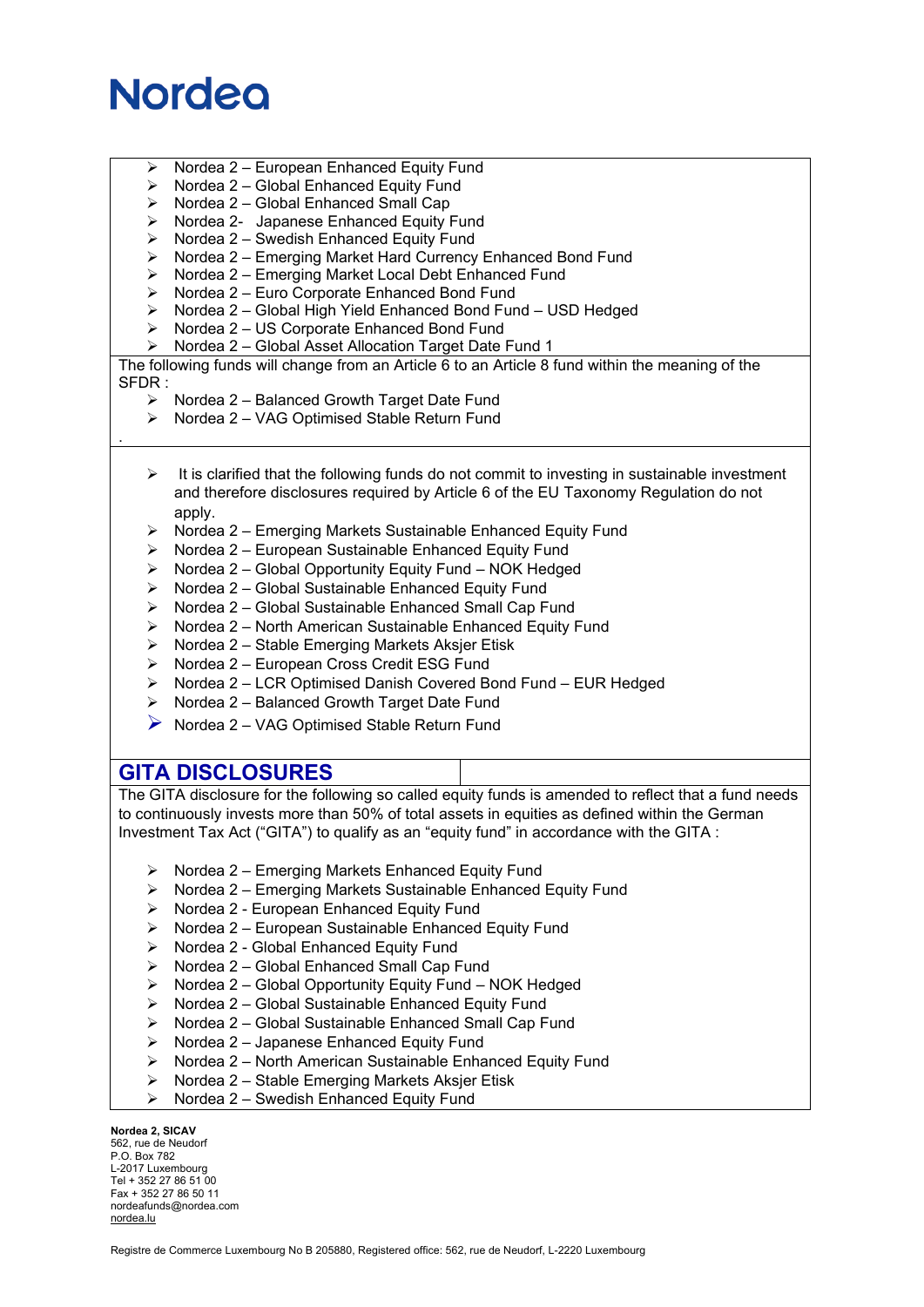- Nordea 2 – European Enhanced Equity Fund
- Nordea 2 – Global Enhanced Equity Fund
- Nordea 2 – Global Enhanced Small Cap
- Nordea 2- Japanese Enhanced Equity Fund
- Nordea 2 – Swedish Enhanced Equity Fund
- Nordea 2 – Emerging Market Hard Currency Enhanced Bond Fund
- Nordea 2 – Emerging Market Local Debt Enhanced Fund
- Nordea 2 – Euro Corporate Enhanced Bond Fund
- Nordea 2 – Global High Yield Enhanced Bond Fund – USD Hedged
- Nordea 2 – US Corporate Enhanced Bond Fund
- Nordea 2 – Global Asset Allocation Target Date Fund 1

The following funds will change from an Article 6 to an Article 8 fund within the meaning of the SFDR :

- Nordea 2 – Balanced Growth Target Date Fund
- Nordea 2 – VAG Optimised Stable Return Fund

.

- It is clarified that the following funds do not commit to investing in sustainable investment and therefore disclosures required by Article 6 of the EU Taxonomy Regulation do not apply.
- Nordea 2 – Emerging Markets Sustainable Enhanced Equity Fund
- Nordea 2 – European Sustainable Enhanced Equity Fund
- Nordea 2 – Global Opportunity Equity Fund – NOK Hedged
- Nordea 2 – Global Sustainable Enhanced Equity Fund
- Nordea 2 – Global Sustainable Enhanced Small Cap Fund
- Nordea 2 – North American Sustainable Enhanced Equity Fund
- Nordea 2 – Stable Emerging Markets Aksjer Etisk
- Nordea 2 – European Cross Credit ESG Fund
- Nordea 2 – LCR Optimised Danish Covered Bond Fund – EUR Hedged
- Nordea 2 – Balanced Growth Target Date Fund
- Nordea 2 – VAG Optimised Stable Return Fund

## GITA DISCLOSURES

The GITA disclosure for the following so called equity funds is amended to reflect that a fund needs to continuously invests more than 50% of total assets in equities as defined within the German Investment Tax Act ("GITA") to qualify as an "equity fund" in accordance with the GITA :

- Nordea 2 – Emerging Markets Enhanced Equity Fund
- Nordea 2 – Emerging Markets Sustainable Enhanced Equity Fund
- Nordea 2 - European Enhanced Equity Fund
- Nordea 2 – European Sustainable Enhanced Equity Fund
- Nordea 2 - Global Enhanced Equity Fund
- Nordea 2 – Global Enhanced Small Cap Fund
- Nordea 2 – Global Opportunity Equity Fund – NOK Hedged
- Nordea 2 – Global Sustainable Enhanced Equity Fund
- Nordea 2 – Global Sustainable Enhanced Small Cap Fund
- Nordea 2 – Japanese Enhanced Equity Fund
- Nordea 2 – North American Sustainable Enhanced Equity Fund
- Nordea 2 – Stable Emerging Markets Aksjer Etisk
- Nordea 2 – Swedish Enhanced Equity Fund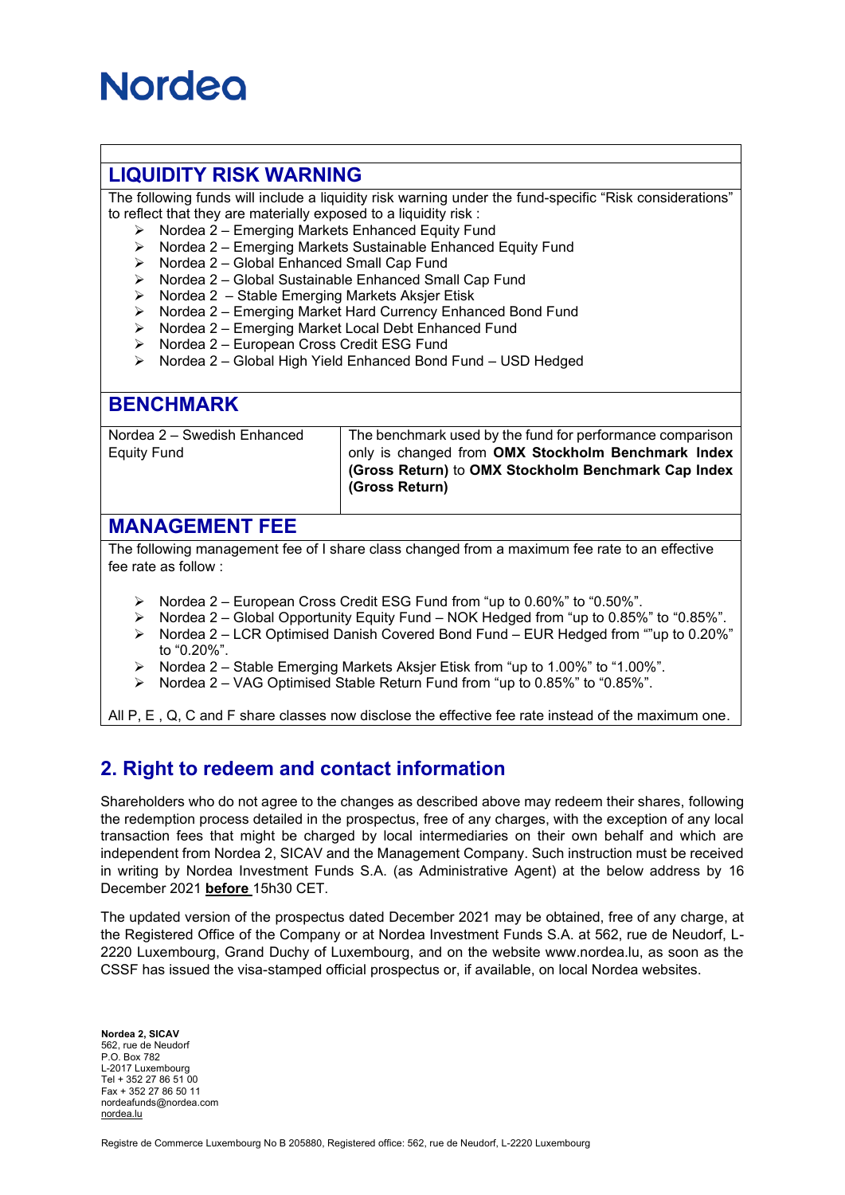Nordea

## LIQUIDITY RISK WARNING

The following funds will include a liquidity risk warning under the fund-specific "Risk considerations" to reflect that they are materially exposed to a liquidity risk :

- Nordea 2 – Emerging Markets Enhanced Equity Fund
- Nordea 2 – Emerging Markets Sustainable Enhanced Equity Fund
- Nordea 2 – Global Enhanced Small Cap Fund
- Nordea 2 – Global Sustainable Enhanced Small Cap Fund
- Nordea 2 – Stable Emerging Markets Aksjer Etisk
- Nordea 2 – Emerging Market Hard Currency Enhanced Bond Fund
- Nordea 2 – Emerging Market Local Debt Enhanced Fund
- Nordea 2 – European Cross Credit ESG Fund
- Nordea 2 – Global High Yield Enhanced Bond Fund – USD Hedged

## BENCHMARK

| | |
|---|---|
| Nordea 2 – Swedish Enhanced Equity Fund | The benchmark used by the fund for performance comparison only is changed from **OMX Stockholm Benchmark Index (Gross Return)** to **OMX Stockholm Benchmark Cap Index (Gross Return)** |

## MANAGEMENT FEE

The following management fee of I share class changed from a maximum fee rate to an effective fee rate as follow :

- Nordea 2 – European Cross Credit ESG Fund from "up to 0.60%" to "0.50%".
- Nordea 2 – Global Opportunity Equity Fund – NOK Hedged from "up to 0.85%" to "0.85%".
- Nordea 2 – LCR Optimised Danish Covered Bond Fund – EUR Hedged from ""up to 0.20%" to "0.20%".
- Nordea 2 – Stable Emerging Markets Aksjer Etisk from "up to 1.00%" to "1.00%".
- Nordea 2 – VAG Optimised Stable Return Fund from "up to 0.85%" to "0.85%".

All P, E , Q, C and F share classes now disclose the effective fee rate instead of the maximum one.

## 2. Right to redeem and contact information

Shareholders who do not agree to the changes as described above may redeem their shares, following the redemption process detailed in the prospectus, free of any charges, with the exception of any local transaction fees that might be charged by local intermediaries on their own behalf and which are independent from Nordea 2, SICAV and the Management Company. Such instruction must be received in writing by Nordea Investment Funds S.A. (as Administrative Agent) at the below address by 16 December 2021 **before** 15h30 CET.

The updated version of the prospectus dated December 2021 may be obtained, free of any charge, at the Registered Office of the Company or at Nordea Investment Funds S.A. at 562, rue de Neudorf, L-2220 Luxembourg, Grand Duchy of Luxembourg, and on the website www.nordea.lu, as soon as the CSSF has issued the visa-stamped official prospectus or, if available, on local Nordea websites.

**Nordea 2, SICAV**
562, rue de Neudorf
P.O. Box 782
L-2017 Luxembourg
Tel + 352 27 86 51 00
Fax + 352 27 86 50 11
nordeafunds@nordea.com
nordea.lu

Registre de Commerce Luxembourg No B 205880, Registered office: 562, rue de Neudorf, L-2220 Luxembourg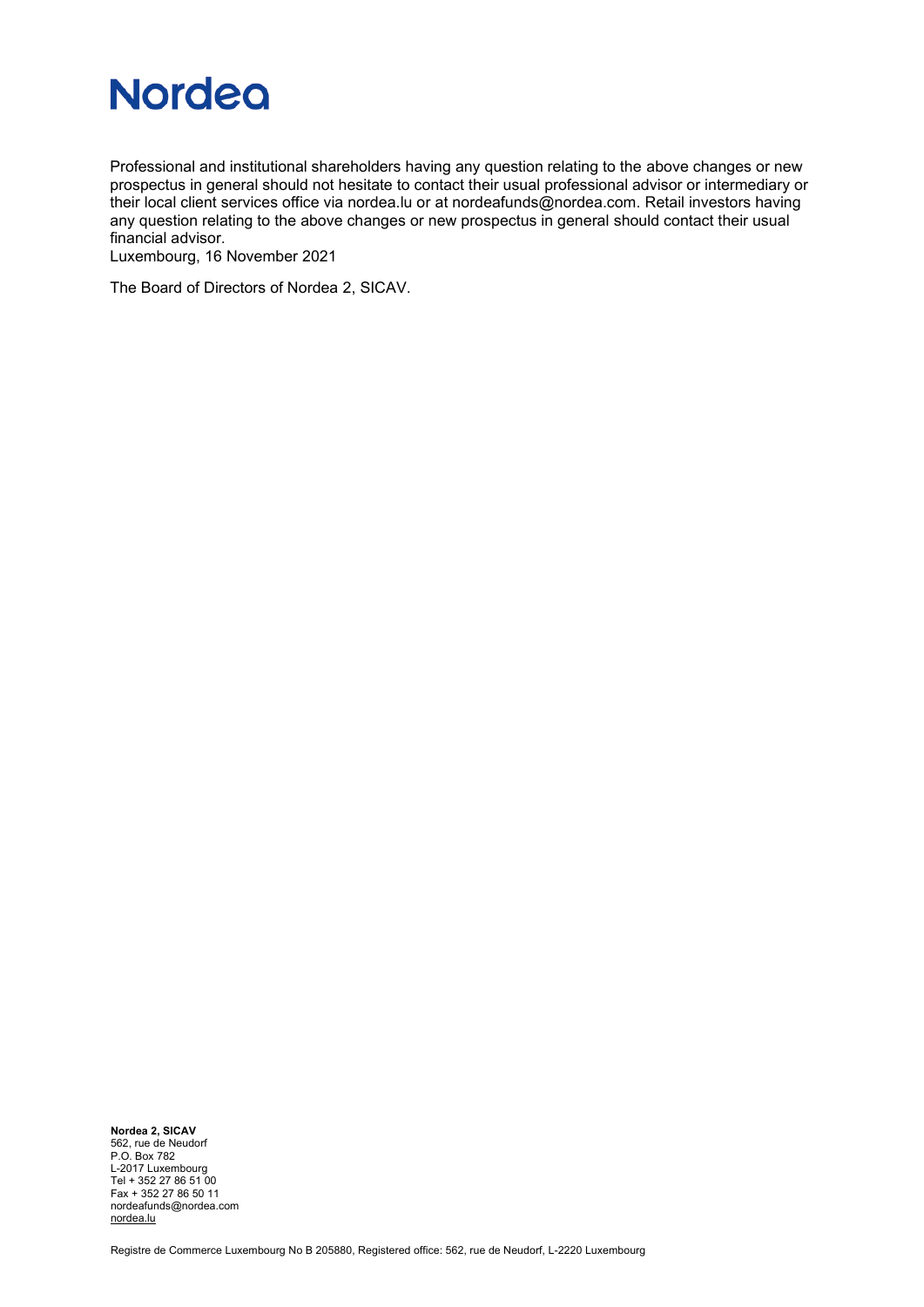Professional and institutional shareholders having any question relating to the above changes or new prospectus in general should not hesitate to contact their usual professional advisor or intermediary or their local client services office via nordea.lu or at nordeafunds@nordea.com. Retail investors having any question relating to the above changes or new prospectus in general should contact their usual financial advisor.
Luxembourg, 16 November 2021

The Board of Directors of Nordea 2, SICAV.

**Nordea 2, SICAV**
562, rue de Neudorf
P.O. Box 782
L-2017 Luxembourg
Tel + 352 27 86 51 00
Fax + 352 27 86 50 11
nordeafunds@nordea.com
nordea.lu

Registre de Commerce Luxembourg No B 205880, Registered office: 562, rue de Neudorf, L-2220 Luxembourg